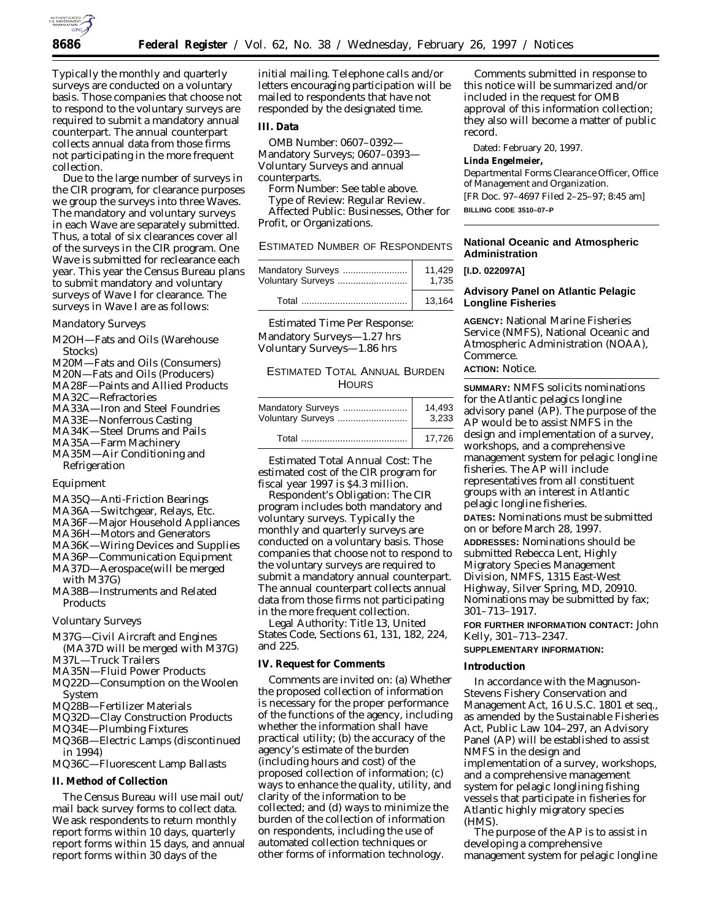Typically the monthly and quarterly surveys are conducted on a voluntary basis. Those companies that choose not to respond to the voluntary surveys are required to submit a mandatory annual counterpart. The annual counterpart collects annual data from those firms not participating in the more frequent collection.

Due to the large number of surveys in the CIR program, for clearance purposes we group the surveys into three Waves. The mandatory and voluntary surveys in each Wave are separately submitted. Thus, a total of six clearances cover all of the surveys in the CIR program. One Wave is submitted for reclearance each year. This year the Census Bureau plans to submit mandatory and voluntary surveys of Wave I for clearance. The surveys in Wave I are as follows:

*Mandatory Surveys*

M2OH—Fats and Oils (Warehouse Stocks)
M20M—Fats and Oils (Consumers)
M20N—Fats and Oils (Producers)
MA28F—Paints and Allied Products
MA32C—Refractories
MA33A—Iron and Steel Foundries
MA33E—Nonferrous Casting
MA34K—Steel Drums and Pails
MA35A—Farm Machinery
MA35M—Air Conditioning and Refrigeration

*Equipment*

MA35Q—Anti-Friction Bearings
MA36A—Switchgear, Relays, Etc.
MA36F—Major Household Appliances
MA36H—Motors and Generators
MA36K—Wiring Devices and Supplies
MA36P—Communication Equipment
MA37D—Aerospace(will be merged with M37G)
MA38B—Instruments and Related Products

*Voluntary Surveys*

M37G—Civil Aircraft and Engines (MA37D will be merged with M37G)
M37L—Truck Trailers
MA35N—Fluid Power Products
MQ22D—Consumption on the Woolen System
MQ28B—Fertilizer Materials
MQ32D—Clay Construction Products
MQ34E—Plumbing Fixtures
MQ36B—Electric Lamps (discontinued in 1994)
MQ36C—Fluorescent Lamp Ballasts

**II. Method of Collection**

The Census Bureau will use mail out/ mail back survey forms to collect data. We ask respondents to return monthly report forms within 10 days, quarterly report forms within 15 days, and annual report forms within 30 days of the initial mailing. Telephone calls and/or letters encouraging participation will be mailed to respondents that have not responded by the designated time.

**III. Data**

*OMB Number:* 0607–0392—Mandatory Surveys; 0607–0393—Voluntary Surveys and annual counterparts.

*Form Number:* See table above.

*Type of Review:* Regular Review.

*Affected Public:* Businesses, Other for Profit, or Organizations.

ESTIMATED NUMBER OF RESPONDENTS

| | |
|---|---|
| Mandatory Surveys | 11,429 |
| Voluntary Surveys | 1,735 |
| Total | 13,164 |

*Estimated Time Per Response:*
Mandatory Surveys—1.27 hrs
Voluntary Surveys—1.86 hrs

ESTIMATED TOTAL ANNUAL BURDEN HOURS

| | |
|---|---|
| Mandatory Surveys | 14,493 |
| Voluntary Surveys | 3,233 |
| Total | 17,726 |

*Estimated Total Annual Cost:* The estimated cost of the CIR program for fiscal year 1997 is $4.3 million.

*Respondent's Obligation:* The CIR program includes both mandatory and voluntary surveys. Typically the monthly and quarterly surveys are conducted on a voluntary basis. Those companies that choose not to respond to the voluntary surveys are required to submit a mandatory annual counterpart. The annual counterpart collects annual data from those firms not participating in the more frequent collection.

*Legal Authority:* Title 13, United States Code, Sections 61, 131, 182, 224, and 225.

**IV. Request for Comments**

Comments are invited on: (a) Whether the proposed collection of information is necessary for the proper performance of the functions of the agency, including whether the information shall have practical utility; (b) the accuracy of the agency's estimate of the burden (including hours and cost) of the proposed collection of information; (c) ways to enhance the quality, utility, and clarity of the information to be collected; and (d) ways to minimize the burden of the collection of information on respondents, including the use of automated collection techniques or other forms of information technology.

Comments submitted in response to this notice will be summarized and/or included in the request for OMB approval of this information collection; they also will become a matter of public record.

Dated: February 20, 1997.

**Linda Engelmeier,**

*Departmental Forms Clearance Officer, Office of Management and Organization.*

[FR Doc. 97–4697 Filed 2–25–97; 8:45 am]

**BILLING CODE 3510–07–P**

---

## National Oceanic and Atmospheric Administration

**[I.D. 022097A]**

## Advisory Panel on Atlantic Pelagic Longline Fisheries

**AGENCY:** National Marine Fisheries Service (NMFS), National Oceanic and Atmospheric Administration (NOAA), Commerce.

**ACTION:** Notice.

---

**SUMMARY:** NMFS solicits nominations for the Atlantic pelagics longline advisory panel (AP). The purpose of the AP would be to assist NMFS in the design and implementation of a survey, workshops, and a comprehensive management system for pelagic longline fisheries. The AP will include representatives from all constituent groups with an interest in Atlantic pelagic longline fisheries.

**DATES:** Nominations must be submitted on or before March 28, 1997.

**ADDRESSES:** Nominations should be submitted Rebecca Lent, Highly Migratory Species Management Division, NMFS, 1315 East-West Highway, Silver Spring, MD, 20910. Nominations may be submitted by fax; 301–713–1917.

**FOR FURTHER INFORMATION CONTACT:** John Kelly, 301–713–2347.

**SUPPLEMENTARY INFORMATION:**

**Introduction**

In accordance with the Magnuson-Stevens Fishery Conservation and Management Act, 16 U.S.C. 1801 *et seq.*, as amended by the Sustainable Fisheries Act, Public Law 104–297, an Advisory Panel (AP) will be established to assist NMFS in the design and implementation of a survey, workshops, and a comprehensive management system for pelagic longlining fishing vessels that participate in fisheries for Atlantic highly migratory species (HMS).

The purpose of the AP is to assist in developing a comprehensive management system for pelagic longline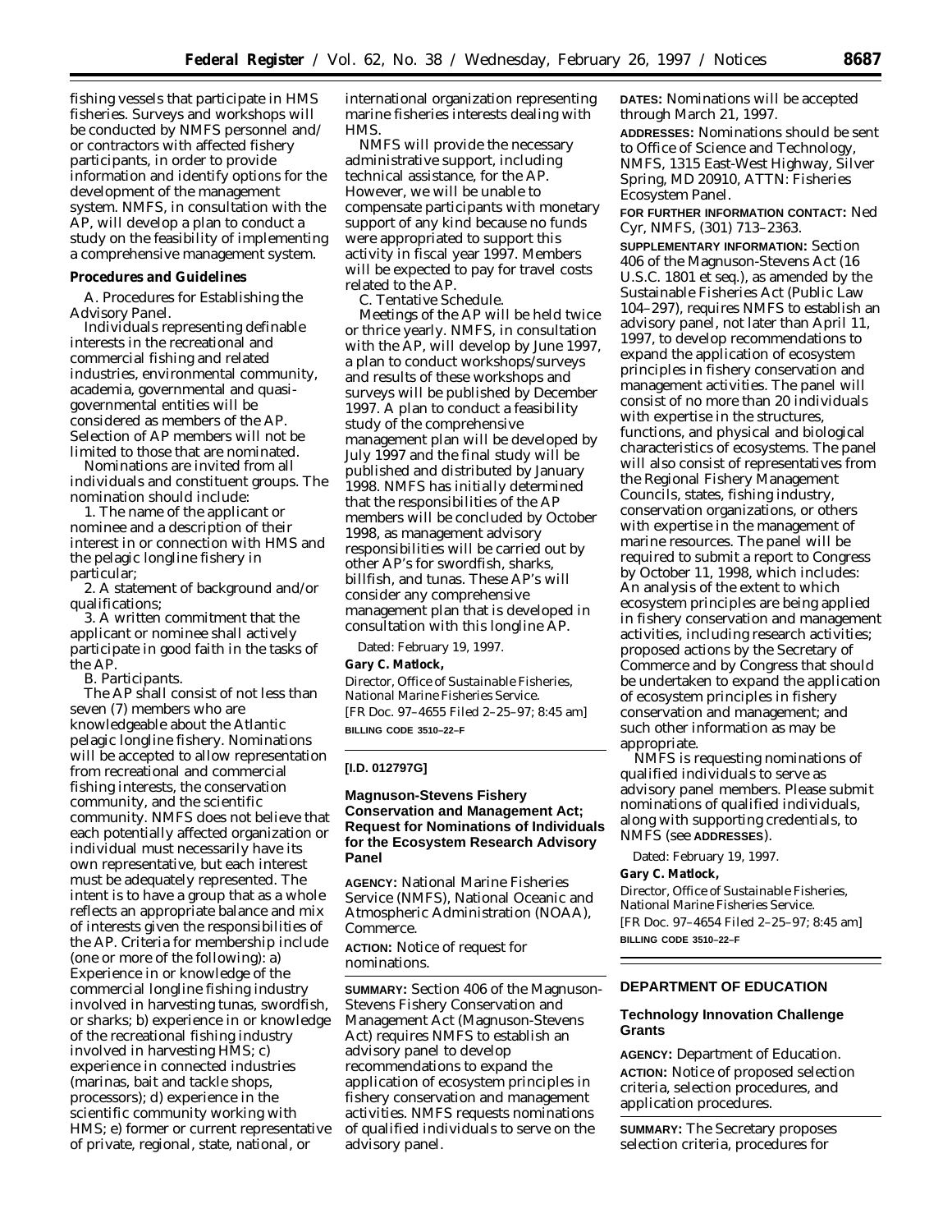fishing vessels that participate in HMS fisheries. Surveys and workshops will be conducted by NMFS personnel and/or contractors with affected fishery participants, in order to provide information and identify options for the development of the management system. NMFS, in consultation with the AP, will develop a plan to conduct a study on the feasibility of implementing a comprehensive management system.

**Procedures and Guidelines**

A. Procedures for Establishing the Advisory Panel.

Individuals representing definable interests in the recreational and commercial fishing and related industries, environmental community, academia, governmental and quasi-governmental entities will be considered as members of the AP. Selection of AP members will not be limited to those that are nominated.

Nominations are invited from all individuals and constituent groups. The nomination should include:

1. The name of the applicant or nominee and a description of their interest in or connection with HMS and the pelagic longline fishery in particular;

2. A statement of background and/or qualifications;

3. A written commitment that the applicant or nominee shall actively participate in good faith in the tasks of the AP.

B. Participants.

The AP shall consist of not less than seven (7) members who are knowledgeable about the Atlantic pelagic longline fishery. Nominations will be accepted to allow representation from recreational and commercial fishing interests, the conservation community, and the scientific community. NMFS does not believe that each potentially affected organization or individual must necessarily have its own representative, but each interest must be adequately represented. The intent is to have a group that as a whole reflects an appropriate balance and mix of interests given the responsibilities of the AP. Criteria for membership include (one or more of the following): a) Experience in or knowledge of the commercial longline fishing industry involved in harvesting tunas, swordfish, or sharks; b) experience in or knowledge of the recreational fishing industry involved in harvesting HMS; c) experience in connected industries (marinas, bait and tackle shops, processors); d) experience in the scientific community working with HMS; e) former or current representative of private, regional, state, national, or international organization representing marine fisheries interests dealing with HMS.

NMFS will provide the necessary administrative support, including technical assistance, for the AP. However, we will be unable to compensate participants with monetary support of any kind because no funds were appropriated to support this activity in fiscal year 1997. Members will be expected to pay for travel costs related to the AP.

C. Tentative Schedule.

Meetings of the AP will be held twice or thrice yearly. NMFS, in consultation with the AP, will develop by June 1997, a plan to conduct workshops/surveys and results of these workshops and surveys will be published by December 1997. A plan to conduct a feasibility study of the comprehensive management plan will be developed by July 1997 and the final study will be published and distributed by January 1998. NMFS has initially determined that the responsibilities of the AP members will be concluded by October 1998, as management advisory responsibilities will be carried out by other AP's for swordfish, sharks, billfish, and tunas. These AP's will consider any comprehensive management plan that is developed in consultation with this longline AP.

Dated: February 19, 1997.

**Gary C. Matlock,**

*Director, Office of Sustainable Fisheries, National Marine Fisheries Service.*

[FR Doc. 97–4655 Filed 2–25–97; 8:45 am]

**BILLING CODE 3510–22–F**

---

**[I.D. 012797G]**

## Magnuson-Stevens Fishery Conservation and Management Act; Request for Nominations of Individuals for the Ecosystem Research Advisory Panel

**AGENCY:** National Marine Fisheries Service (NMFS), National Oceanic and Atmospheric Administration (NOAA), Commerce.

**ACTION:** Notice of request for nominations.

**SUMMARY:** Section 406 of the Magnuson-Stevens Fishery Conservation and Management Act (Magnuson-Stevens Act) requires NMFS to establish an advisory panel to develop recommendations to expand the application of ecosystem principles in fishery conservation and management activities. NMFS requests nominations of qualified individuals to serve on the advisory panel.

**DATES:** Nominations will be accepted through March 21, 1997.

**ADDRESSES:** Nominations should be sent to Office of Science and Technology, NMFS, 1315 East-West Highway, Silver Spring, MD 20910, ATTN: Fisheries Ecosystem Panel.

**FOR FURTHER INFORMATION CONTACT:** Ned Cyr, NMFS, (301) 713–2363.

**SUPPLEMENTARY INFORMATION:** Section 406 of the Magnuson-Stevens Act (16 U.S.C. 1801 *et seq.*), as amended by the Sustainable Fisheries Act (Public Law 104–297), requires NMFS to establish an advisory panel, not later than April 11, 1997, to develop recommendations to expand the application of ecosystem principles in fishery conservation and management activities. The panel will consist of no more than 20 individuals with expertise in the structures, functions, and physical and biological characteristics of ecosystems. The panel will also consist of representatives from the Regional Fishery Management Councils, states, fishing industry, conservation organizations, or others with expertise in the management of marine resources. The panel will be required to submit a report to Congress by October 11, 1998, which includes: An analysis of the extent to which ecosystem principles are being applied in fishery conservation and management activities, including research activities; proposed actions by the Secretary of Commerce and by Congress that should be undertaken to expand the application of ecosystem principles in fishery conservation and management; and such other information as may be appropriate.

NMFS is requesting nominations of qualified individuals to serve as advisory panel members. Please submit nominations of qualified individuals, along with supporting credentials, to NMFS (see **ADDRESSES**).

Dated: February 19, 1997.

**Gary C. Matlock,**

*Director, Office of Sustainable Fisheries, National Marine Fisheries Service.*

[FR Doc. 97–4654 Filed 2–25–97; 8:45 am]

**BILLING CODE 3510–22–F**

---

# DEPARTMENT OF EDUCATION

## Technology Innovation Challenge Grants

**AGENCY:** Department of Education.

**ACTION:** Notice of proposed selection criteria, selection procedures, and application procedures.

**SUMMARY:** The Secretary proposes selection criteria, procedures for